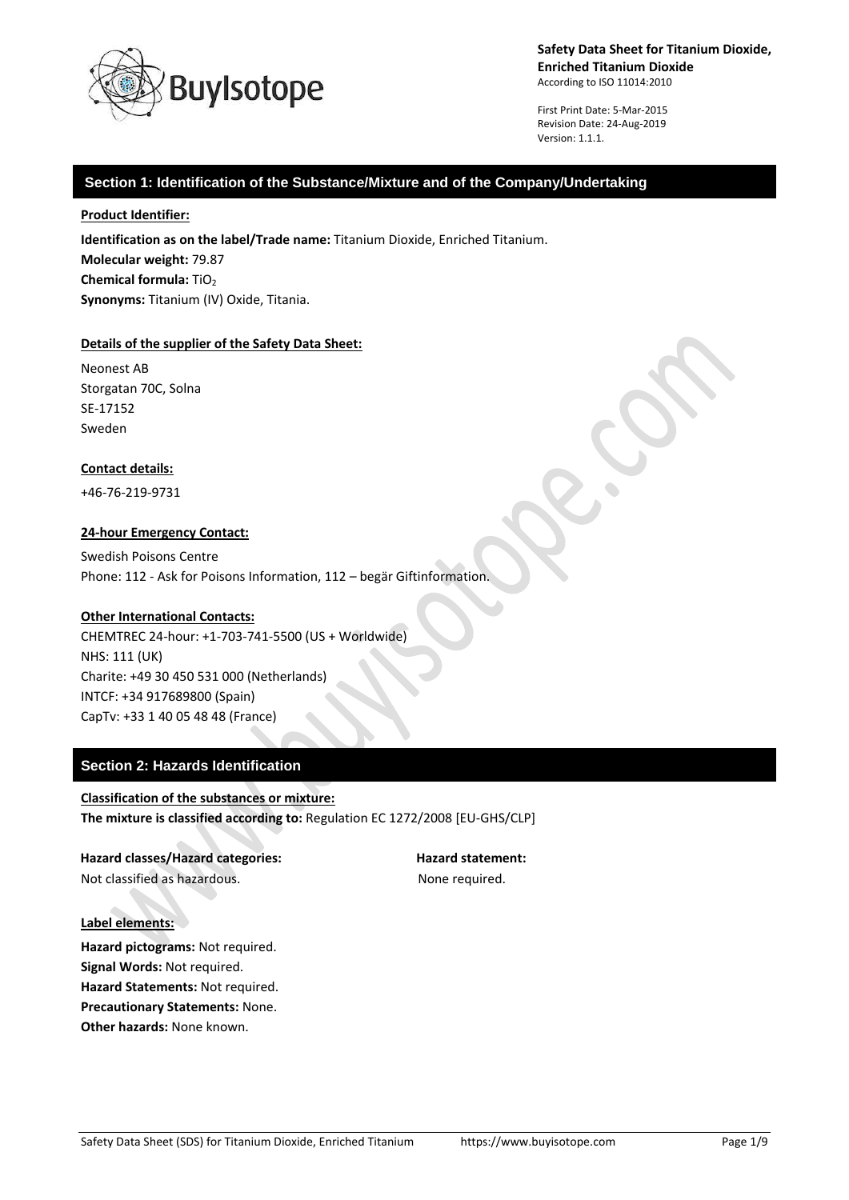**Safety Data Sheet for Titanium Dioxide, Enriched Titanium Dioxide**
According to ISO 11014:2010

First Print Date: 5-Mar-2015
Revision Date: 24-Aug-2019
Version: 1.1.1.

## Section 1: Identification of the Substance/Mixture and of the Company/Undertaking

**Product Identifier:**

**Identification as on the label/Trade name:** Titanium Dioxide, Enriched Titanium.
**Molecular weight:** 79.87
**Chemical formula:** $TiO_2$
**Synonyms:** Titanium (IV) Oxide, Titania.

**Details of the supplier of the Safety Data Sheet:**

Neonest AB
Storgatan 70C, Solna
SE-17152
Sweden

**Contact details:**

+46-76-219-9731

**24-hour Emergency Contact:**

Swedish Poisons Centre
Phone: 112 - Ask for Poisons Information, 112 – begär Giftinformation.

**Other International Contacts:**

CHEMTREC 24-hour: +1-703-741-5500 (US + Worldwide)
NHS: 111 (UK)
Charite: +49 30 450 531 000 (Netherlands)
INTCF: +34 917689800 (Spain)
CapTv: +33 1 40 05 48 48 (France)

## Section 2: Hazards Identification

**Classification of the substances or mixture:**
**The mixture is classified according to:** Regulation EC 1272/2008 [EU-GHS/CLP]

| **Hazard classes/Hazard categories:** | **Hazard statement:** |
|---|---|
| Not classified as hazardous. | None required. |

**Label elements:**

**Hazard pictograms:** Not required.
**Signal Words:** Not required.
**Hazard Statements:** Not required.
**Precautionary Statements:** None.
**Other hazards:** None known.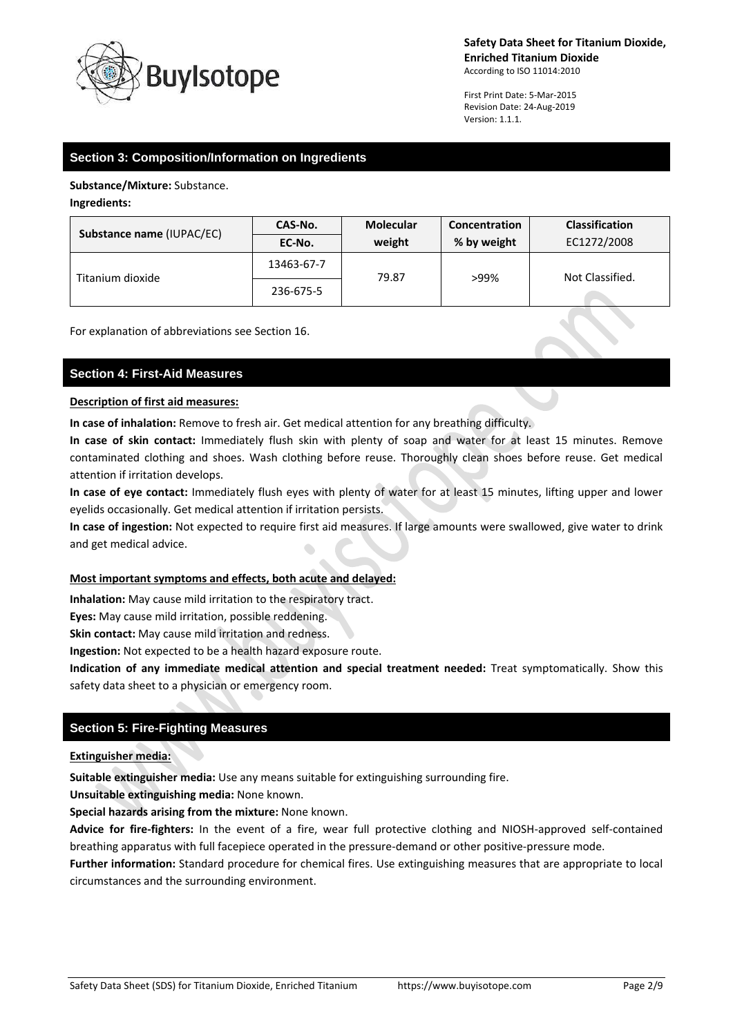## Section 3: Composition/Information on Ingredients

**Substance/Mixture:** Substance.

**Ingredients:**

| Substance name (IUPAC/EC) | CAS-No. / EC-No. | Molecular weight | Concentration % by weight | Classification EC1272/2008 |
|---|---|---|---|---|
| Titanium dioxide | 13463-67-7 / 236-675-5 | 79.87 | >99% | Not Classified. |

For explanation of abbreviations see Section 16.

## Section 4: First-Aid Measures

**Description of first aid measures:**

**In case of inhalation:** Remove to fresh air. Get medical attention for any breathing difficulty.

**In case of skin contact:** Immediately flush skin with plenty of soap and water for at least 15 minutes. Remove contaminated clothing and shoes. Wash clothing before reuse. Thoroughly clean shoes before reuse. Get medical attention if irritation develops.

**In case of eye contact:** Immediately flush eyes with plenty of water for at least 15 minutes, lifting upper and lower eyelids occasionally. Get medical attention if irritation persists.

**In case of ingestion:** Not expected to require first aid measures. If large amounts were swallowed, give water to drink and get medical advice.

**Most important symptoms and effects, both acute and delayed:**

**Inhalation:** May cause mild irritation to the respiratory tract.

**Eyes:** May cause mild irritation, possible reddening.

**Skin contact:** May cause mild irritation and redness.

**Ingestion:** Not expected to be a health hazard exposure route.

**Indication of any immediate medical attention and special treatment needed:** Treat symptomatically. Show this safety data sheet to a physician or emergency room.

## Section 5: Fire-Fighting Measures

**Extinguisher media:**

**Suitable extinguisher media:** Use any means suitable for extinguishing surrounding fire.

**Unsuitable extinguishing media:** None known.

**Special hazards arising from the mixture:** None known.

**Advice for fire-fighters:** In the event of a fire, wear full protective clothing and NIOSH-approved self-contained breathing apparatus with full facepiece operated in the pressure-demand or other positive-pressure mode.

**Further information:** Standard procedure for chemical fires. Use extinguishing measures that are appropriate to local circumstances and the surrounding environment.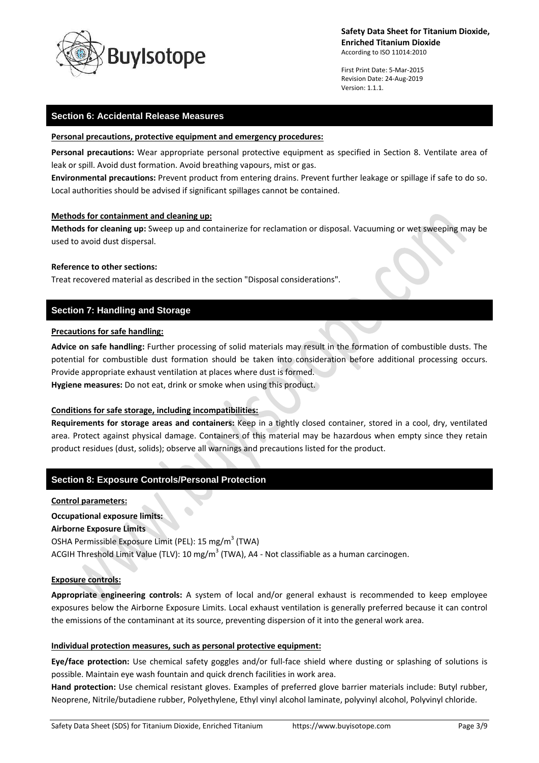## Section 6: Accidental Release Measures

**Personal precautions, protective equipment and emergency procedures:**

**Personal precautions:** Wear appropriate personal protective equipment as specified in Section 8. Ventilate area of leak or spill. Avoid dust formation. Avoid breathing vapours, mist or gas.

**Environmental precautions:** Prevent product from entering drains. Prevent further leakage or spillage if safe to do so. Local authorities should be advised if significant spillages cannot be contained.

**Methods for containment and cleaning up:**

**Methods for cleaning up:** Sweep up and containerize for reclamation or disposal. Vacuuming or wet sweeping may be used to avoid dust dispersal.

**Reference to other sections:**

Treat recovered material as described in the section "Disposal considerations".

## Section 7: Handling and Storage

**Precautions for safe handling:**

**Advice on safe handling:** Further processing of solid materials may result in the formation of combustible dusts. The potential for combustible dust formation should be taken into consideration before additional processing occurs. Provide appropriate exhaust ventilation at places where dust is formed.

**Hygiene measures:** Do not eat, drink or smoke when using this product.

**Conditions for safe storage, including incompatibilities:**

**Requirements for storage areas and containers:** Keep in a tightly closed container, stored in a cool, dry, ventilated area. Protect against physical damage. Containers of this material may be hazardous when empty since they retain product residues (dust, solids); observe all warnings and precautions listed for the product.

## Section 8: Exposure Controls/Personal Protection

**Control parameters:**

**Occupational exposure limits:**

**Airborne Exposure Limits**

OSHA Permissible Exposure Limit (PEL): 15 mg/$m^3$ (TWA)

ACGIH Threshold Limit Value (TLV): 10 mg/$m^3$ (TWA), A4 - Not classifiable as a human carcinogen.

**Exposure controls:**

**Appropriate engineering controls:** A system of local and/or general exhaust is recommended to keep employee exposures below the Airborne Exposure Limits. Local exhaust ventilation is generally preferred because it can control the emissions of the contaminant at its source, preventing dispersion of it into the general work area.

**Individual protection measures, such as personal protective equipment:**

**Eye/face protection:** Use chemical safety goggles and/or full-face shield where dusting or splashing of solutions is possible. Maintain eye wash fountain and quick drench facilities in work area.

**Hand protection:** Use chemical resistant gloves. Examples of preferred glove barrier materials include: Butyl rubber, Neoprene, Nitrile/butadiene rubber, Polyethylene, Ethyl vinyl alcohol laminate, polyvinyl alcohol, Polyvinyl chloride.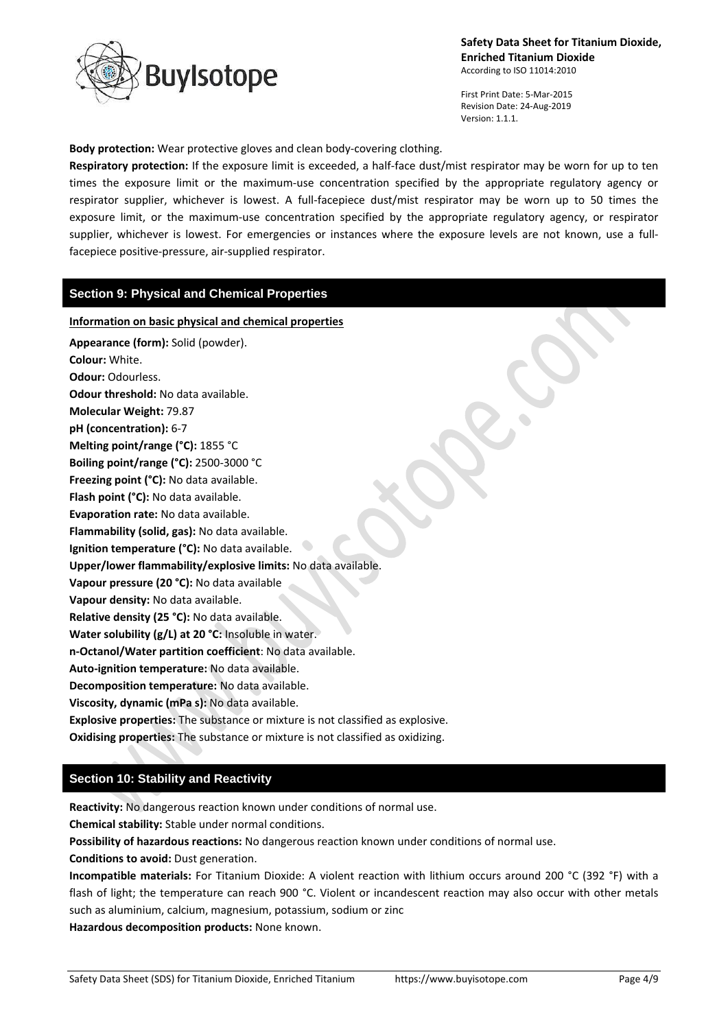**Body protection:** Wear protective gloves and clean body-covering clothing.

**Respiratory protection:** If the exposure limit is exceeded, a half-face dust/mist respirator may be worn for up to ten times the exposure limit or the maximum-use concentration specified by the appropriate regulatory agency or respirator supplier, whichever is lowest. A full-facepiece dust/mist respirator may be worn up to 50 times the exposure limit, or the maximum-use concentration specified by the appropriate regulatory agency, or respirator supplier, whichever is lowest. For emergencies or instances where the exposure levels are not known, use a full-facepiece positive-pressure, air-supplied respirator.

## Section 9: Physical and Chemical Properties

**Information on basic physical and chemical properties**

**Appearance (form):** Solid (powder).
**Colour:** White.
**Odour:** Odourless.
**Odour threshold:** No data available.
**Molecular Weight:** 79.87
**pH (concentration):** 6-7
**Melting point/range (°C):** 1855 °C
**Boiling point/range (°C):** 2500-3000 °C
**Freezing point (°C):** No data available.
**Flash point (°C):** No data available.
**Evaporation rate:** No data available.
**Flammability (solid, gas):** No data available.
**Ignition temperature (°C):** No data available.
**Upper/lower flammability/explosive limits:** No data available.
**Vapour pressure (20 °C):** No data available
**Vapour density:** No data available.
**Relative density (25 °C):** No data available.
**Water solubility (g/L) at 20 °C:** Insoluble in water.
**n-Octanol/Water partition coefficient**: No data available.
**Auto-ignition temperature:** No data available.
**Decomposition temperature:** No data available.
**Viscosity, dynamic (mPa s):** No data available.
**Explosive properties:** The substance or mixture is not classified as explosive.
**Oxidising properties:** The substance or mixture is not classified as oxidizing.

## Section 10: Stability and Reactivity

**Reactivity:** No dangerous reaction known under conditions of normal use.
**Chemical stability:** Stable under normal conditions.
**Possibility of hazardous reactions:** No dangerous reaction known under conditions of normal use.
**Conditions to avoid:** Dust generation.
**Incompatible materials:** For Titanium Dioxide: A violent reaction with lithium occurs around 200 °C (392 °F) with a flash of light; the temperature can reach 900 °C. Violent or incandescent reaction may also occur with other metals such as aluminium, calcium, magnesium, potassium, sodium or zinc
**Hazardous decomposition products:** None known.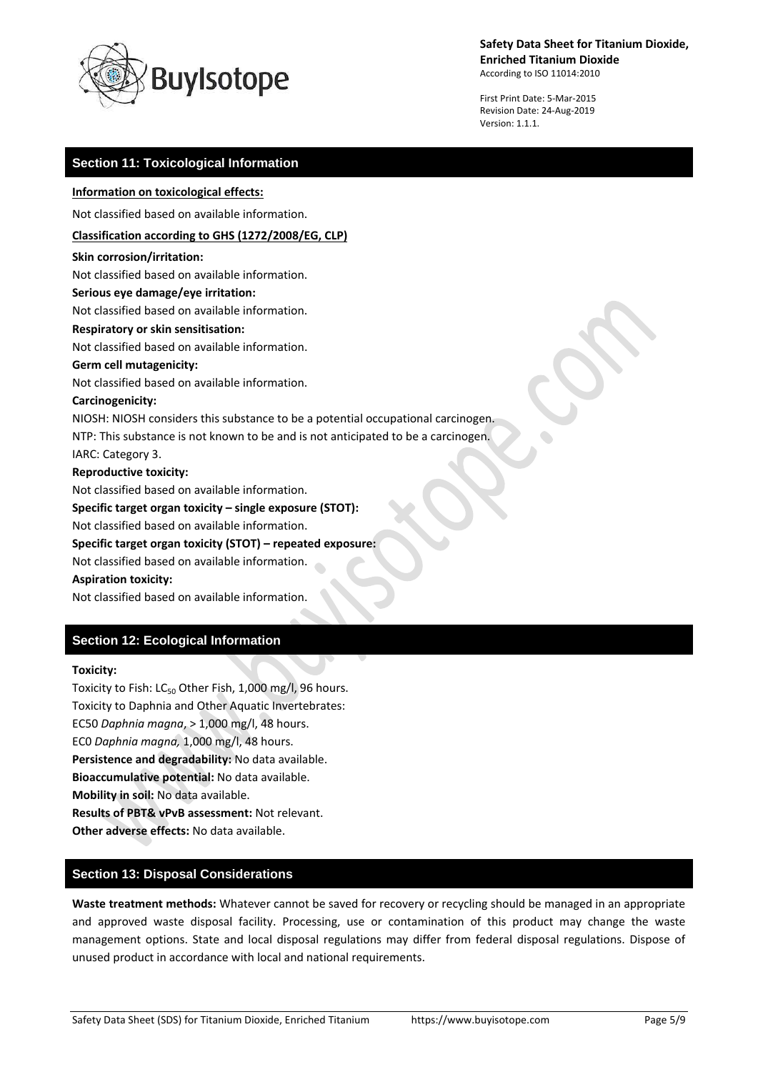## Section 11: Toxicological Information

**Information on toxicological effects:**

Not classified based on available information.

**Classification according to GHS (1272/2008/EG, CLP)**

**Skin corrosion/irritation:**
Not classified based on available information.

**Serious eye damage/eye irritation:**
Not classified based on available information.

**Respiratory or skin sensitisation:**
Not classified based on available information.

**Germ cell mutagenicity:**
Not classified based on available information.

**Carcinogenicity:**
NIOSH: NIOSH considers this substance to be a potential occupational carcinogen.
NTP: This substance is not known to be and is not anticipated to be a carcinogen.
IARC: Category 3.

**Reproductive toxicity:**
Not classified based on available information.

**Specific target organ toxicity – single exposure (STOT):**
Not classified based on available information.

**Specific target organ toxicity (STOT) – repeated exposure:**
Not classified based on available information.

**Aspiration toxicity:**
Not classified based on available information.

## Section 12: Ecological Information

**Toxicity:**
Toxicity to Fish: $LC_{50}$ Other Fish, 1,000 mg/l, 96 hours.
Toxicity to Daphnia and Other Aquatic Invertebrates:
EC50 *Daphnia magna*, > 1,000 mg/l, 48 hours.
EC0 *Daphnia magna,* 1,000 mg/l, 48 hours.
**Persistence and degradability:** No data available.
**Bioaccumulative potential:** No data available.
**Mobility in soil:** No data available.
**Results of PBT& vPvB assessment:** Not relevant.
**Other adverse effects:** No data available.

## Section 13: Disposal Considerations

**Waste treatment methods:** Whatever cannot be saved for recovery or recycling should be managed in an appropriate and approved waste disposal facility. Processing, use or contamination of this product may change the waste management options. State and local disposal regulations may differ from federal disposal regulations. Dispose of unused product in accordance with local and national requirements.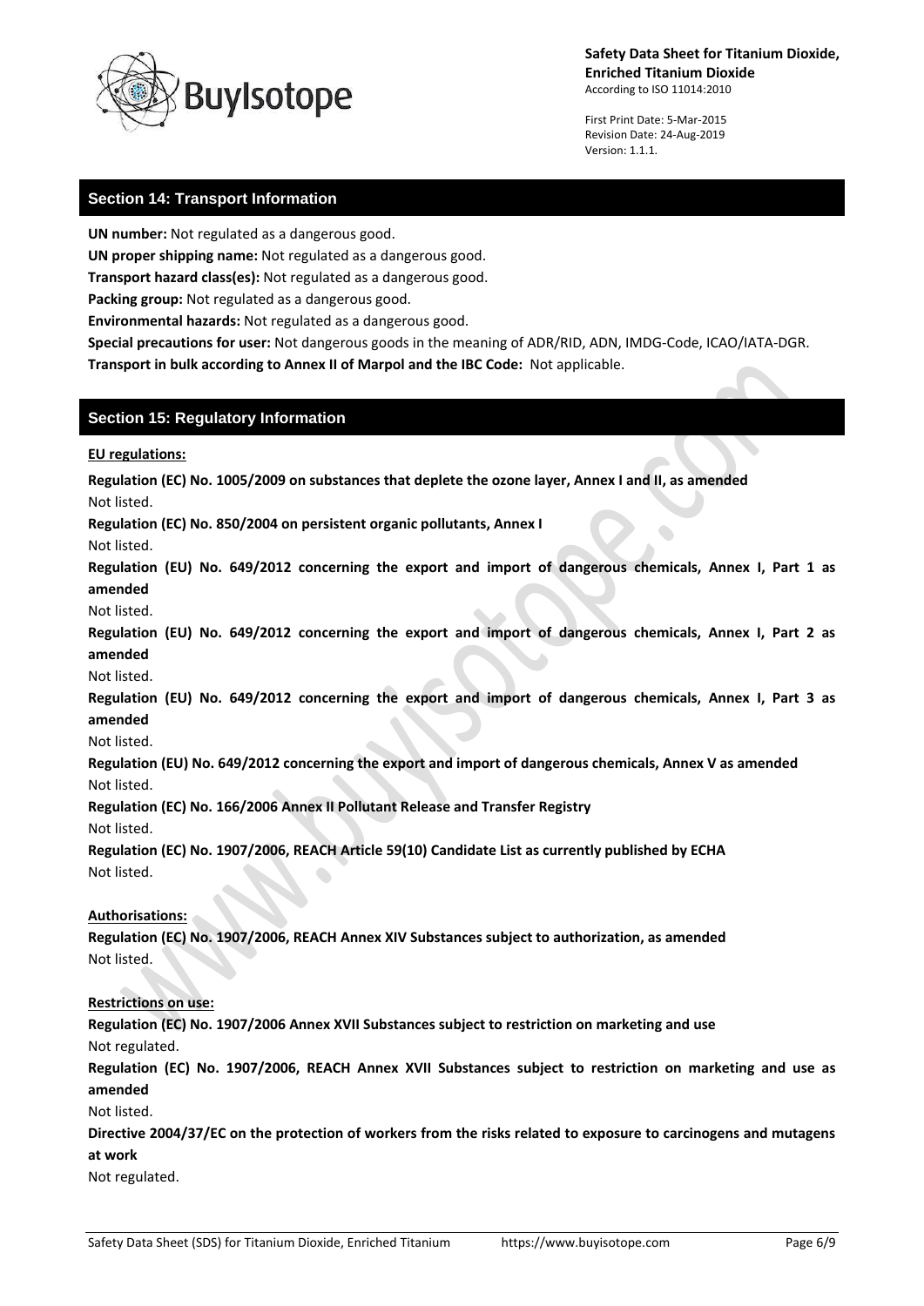## Section 14: Transport Information

**UN number:** Not regulated as a dangerous good.

**UN proper shipping name:** Not regulated as a dangerous good.

**Transport hazard class(es):** Not regulated as a dangerous good.

**Packing group:** Not regulated as a dangerous good.

**Environmental hazards:** Not regulated as a dangerous good.

**Special precautions for user:** Not dangerous goods in the meaning of ADR/RID, ADN, IMDG-Code, ICAO/IATA-DGR.

**Transport in bulk according to Annex II of Marpol and the IBC Code:** Not applicable.

## Section 15: Regulatory Information

**EU regulations:**

**Regulation (EC) No. 1005/2009 on substances that deplete the ozone layer, Annex I and II, as amended**
Not listed.

**Regulation (EC) No. 850/2004 on persistent organic pollutants, Annex I**
Not listed.

**Regulation (EU) No. 649/2012 concerning the export and import of dangerous chemicals, Annex I, Part 1 as amended**
Not listed.

**Regulation (EU) No. 649/2012 concerning the export and import of dangerous chemicals, Annex I, Part 2 as amended**
Not listed.

**Regulation (EU) No. 649/2012 concerning the export and import of dangerous chemicals, Annex I, Part 3 as amended**
Not listed.

**Regulation (EU) No. 649/2012 concerning the export and import of dangerous chemicals, Annex V as amended**
Not listed.

**Regulation (EC) No. 166/2006 Annex II Pollutant Release and Transfer Registry**
Not listed.

**Regulation (EC) No. 1907/2006, REACH Article 59(10) Candidate List as currently published by ECHA**
Not listed.

**Authorisations:**

**Regulation (EC) No. 1907/2006, REACH Annex XIV Substances subject to authorization, as amended**
Not listed.

**Restrictions on use:**

**Regulation (EC) No. 1907/2006 Annex XVII Substances subject to restriction on marketing and use**
Not regulated.

**Regulation (EC) No. 1907/2006, REACH Annex XVII Substances subject to restriction on marketing and use as amended**
Not listed.

**Directive 2004/37/EC on the protection of workers from the risks related to exposure to carcinogens and mutagens at work**
Not regulated.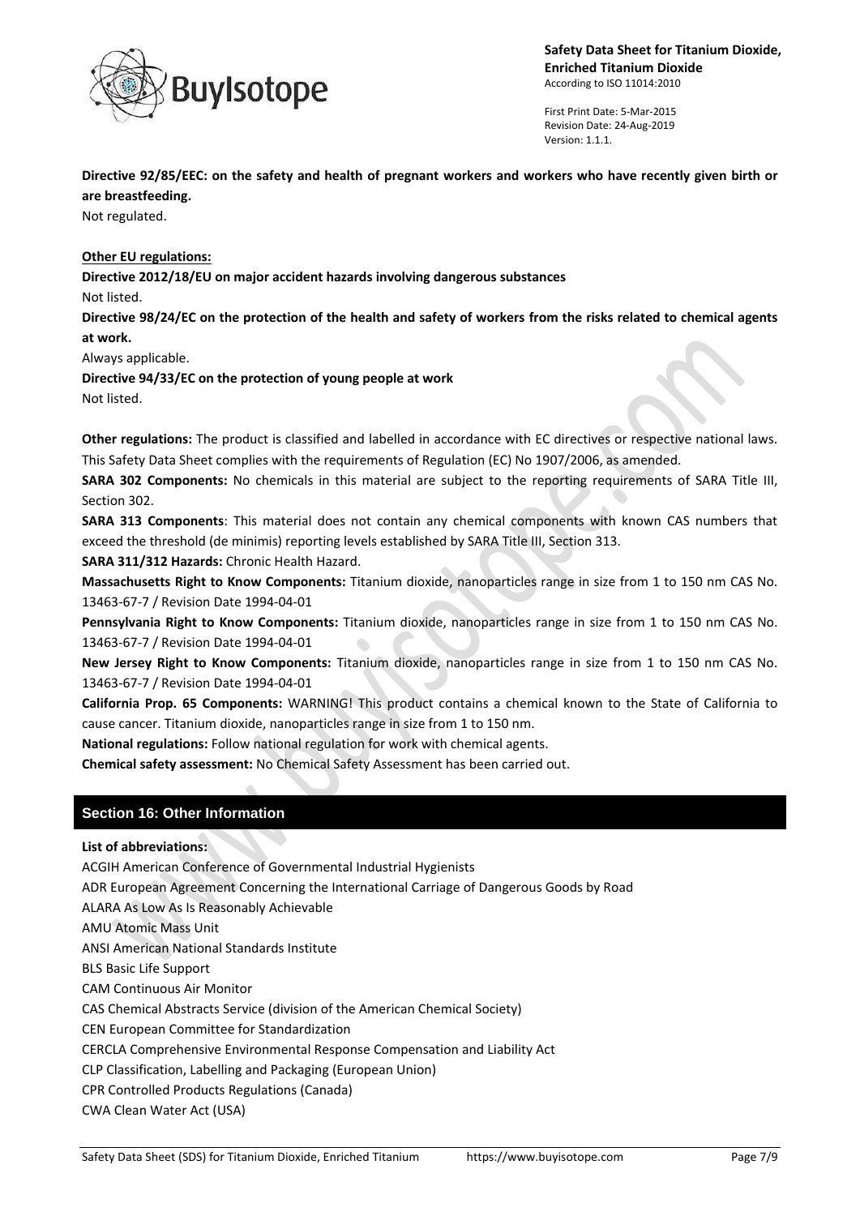**Directive 92/85/EEC: on the safety and health of pregnant workers and workers who have recently given birth or are breastfeeding.**

Not regulated.

**Other EU regulations:**

**Directive 2012/18/EU on major accident hazards involving dangerous substances**

Not listed.

**Directive 98/24/EC on the protection of the health and safety of workers from the risks related to chemical agents at work.**

Always applicable.

**Directive 94/33/EC on the protection of young people at work**

Not listed.

**Other regulations:** The product is classified and labelled in accordance with EC directives or respective national laws. This Safety Data Sheet complies with the requirements of Regulation (EC) No 1907/2006, as amended.

**SARA 302 Components:** No chemicals in this material are subject to the reporting requirements of SARA Title III, Section 302.

**SARA 313 Components**: This material does not contain any chemical components with known CAS numbers that exceed the threshold (de minimis) reporting levels established by SARA Title III, Section 313.

**SARA 311/312 Hazards:** Chronic Health Hazard.

**Massachusetts Right to Know Components:** Titanium dioxide, nanoparticles range in size from 1 to 150 nm CAS No. 13463-67-7 / Revision Date 1994-04-01

**Pennsylvania Right to Know Components:** Titanium dioxide, nanoparticles range in size from 1 to 150 nm CAS No. 13463-67-7 / Revision Date 1994-04-01

**New Jersey Right to Know Components:** Titanium dioxide, nanoparticles range in size from 1 to 150 nm CAS No. 13463-67-7 / Revision Date 1994-04-01

**California Prop. 65 Components:** WARNING! This product contains a chemical known to the State of California to cause cancer. Titanium dioxide, nanoparticles range in size from 1 to 150 nm.

**National regulations:** Follow national regulation for work with chemical agents.

**Chemical safety assessment:** No Chemical Safety Assessment has been carried out.

## Section 16: Other Information

**List of abbreviations:**

ACGIH American Conference of Governmental Industrial Hygienists
ADR European Agreement Concerning the International Carriage of Dangerous Goods by Road
ALARA As Low As Is Reasonably Achievable
AMU Atomic Mass Unit
ANSI American National Standards Institute
BLS Basic Life Support
CAM Continuous Air Monitor
CAS Chemical Abstracts Service (division of the American Chemical Society)
CEN European Committee for Standardization
CERCLA Comprehensive Environmental Response Compensation and Liability Act
CLP Classification, Labelling and Packaging (European Union)
CPR Controlled Products Regulations (Canada)
CWA Clean Water Act (USA)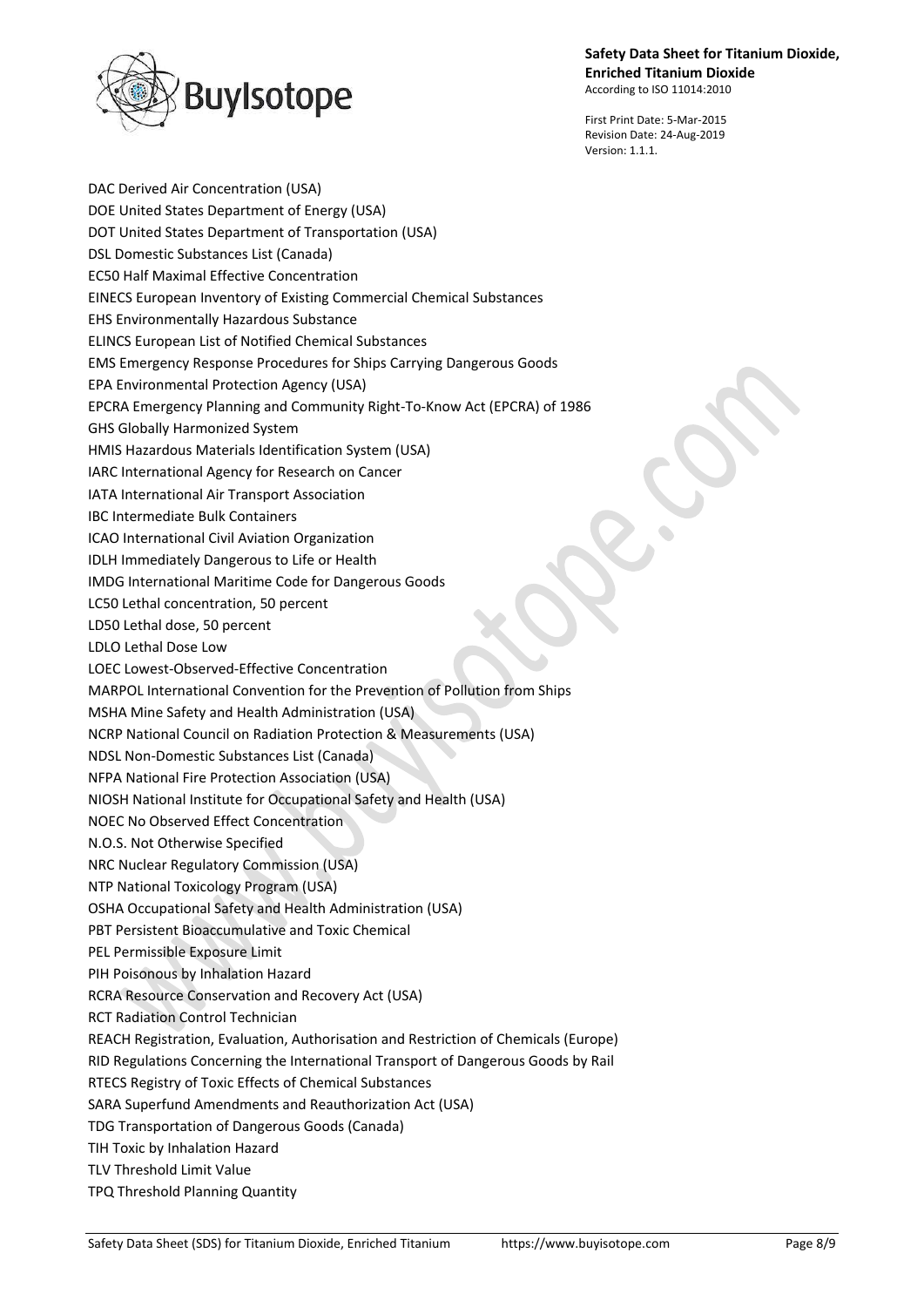DAC Derived Air Concentration (USA)
DOE United States Department of Energy (USA)
DOT United States Department of Transportation (USA)
DSL Domestic Substances List (Canada)
EC50 Half Maximal Effective Concentration
EINECS European Inventory of Existing Commercial Chemical Substances
EHS Environmentally Hazardous Substance
ELINCS European List of Notified Chemical Substances
EMS Emergency Response Procedures for Ships Carrying Dangerous Goods
EPA Environmental Protection Agency (USA)
EPCRA Emergency Planning and Community Right-To-Know Act (EPCRA) of 1986
GHS Globally Harmonized System
HMIS Hazardous Materials Identification System (USA)
IARC International Agency for Research on Cancer
IATA International Air Transport Association
IBC Intermediate Bulk Containers
ICAO International Civil Aviation Organization
IDLH Immediately Dangerous to Life or Health
IMDG International Maritime Code for Dangerous Goods
LC50 Lethal concentration, 50 percent
LD50 Lethal dose, 50 percent
LDLO Lethal Dose Low
LOEC Lowest-Observed-Effective Concentration
MARPOL International Convention for the Prevention of Pollution from Ships
MSHA Mine Safety and Health Administration (USA)
NCRP National Council on Radiation Protection & Measurements (USA)
NDSL Non-Domestic Substances List (Canada)
NFPA National Fire Protection Association (USA)
NIOSH National Institute for Occupational Safety and Health (USA)
NOEC No Observed Effect Concentration
N.O.S. Not Otherwise Specified
NRC Nuclear Regulatory Commission (USA)
NTP National Toxicology Program (USA)
OSHA Occupational Safety and Health Administration (USA)
PBT Persistent Bioaccumulative and Toxic Chemical
PEL Permissible Exposure Limit
PIH Poisonous by Inhalation Hazard
RCRA Resource Conservation and Recovery Act (USA)
RCT Radiation Control Technician
REACH Registration, Evaluation, Authorisation and Restriction of Chemicals (Europe)
RID Regulations Concerning the International Transport of Dangerous Goods by Rail
RTECS Registry of Toxic Effects of Chemical Substances
SARA Superfund Amendments and Reauthorization Act (USA)
TDG Transportation of Dangerous Goods (Canada)
TIH Toxic by Inhalation Hazard
TLV Threshold Limit Value
TPQ Threshold Planning Quantity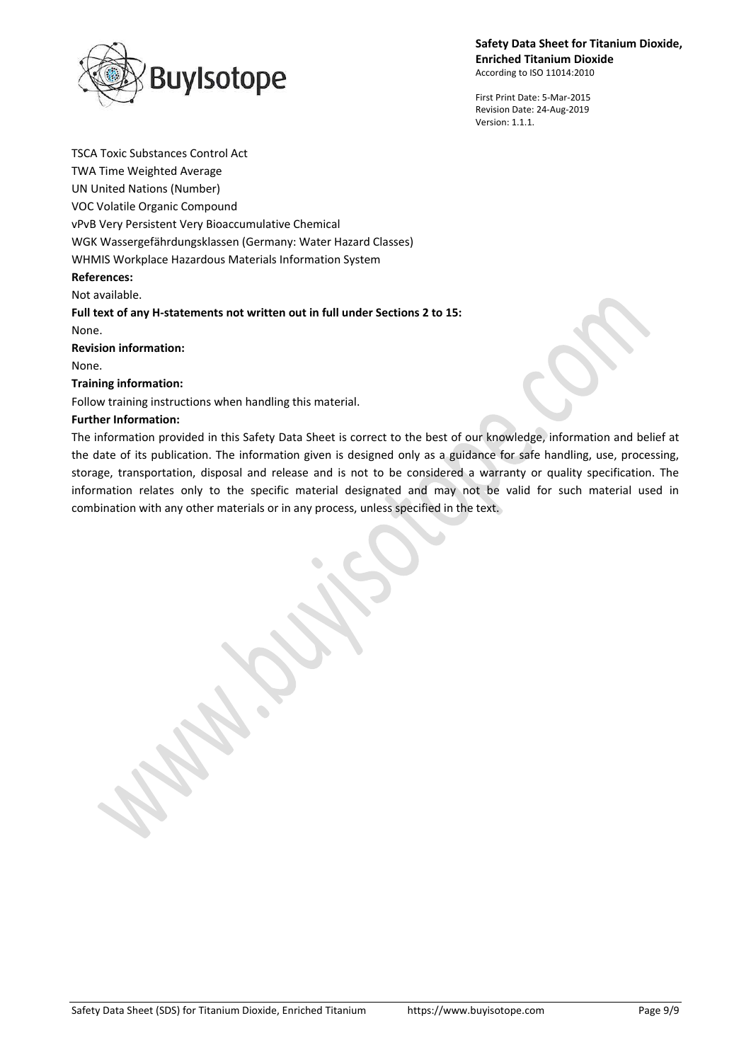TSCA Toxic Substances Control Act
TWA Time Weighted Average
UN United Nations (Number)
VOC Volatile Organic Compound
vPvB Very Persistent Very Bioaccumulative Chemical
WGK Wassergefährdungsklassen (Germany: Water Hazard Classes)
WHMIS Workplace Hazardous Materials Information System

**References:**

Not available.

**Full text of any H-statements not written out in full under Sections 2 to 15:**

None.

**Revision information:**

None.

**Training information:**

Follow training instructions when handling this material.

**Further Information:**

The information provided in this Safety Data Sheet is correct to the best of our knowledge, information and belief at the date of its publication. The information given is designed only as a guidance for safe handling, use, processing, storage, transportation, disposal and release and is not to be considered a warranty or quality specification. The information relates only to the specific material designated and may not be valid for such material used in combination with any other materials or in any process, unless specified in the text.